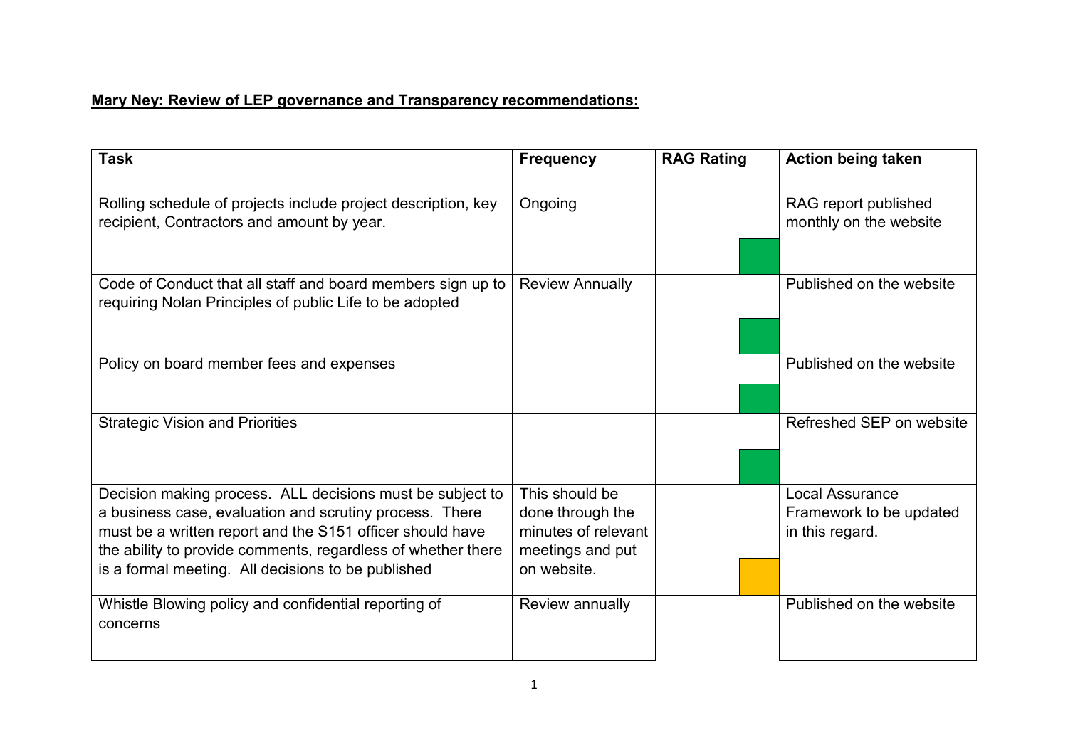**Mary Ney: Review of LEP governance and Transparency recommendations:**

| Task | Frequency | RAG Rating | Action being taken |
|---|---|---|---|
| Rolling schedule of projects include project description, key recipient, Contractors and amount by year. | Ongoing | | RAG report published monthly on the website |
| Code of Conduct that all staff and board members sign up to requiring Nolan Principles of public Life to be adopted | Review Annually | | Published on the website |
| Policy on board member fees and expenses | | | Published on the website |
| Strategic Vision and Priorities | | | Refreshed SEP on website |
| Decision making process. ALL decisions must be subject to a business case, evaluation and scrutiny process. There must be a written report and the S151 officer should have the ability to provide comments, regardless of whether there is a formal meeting. All decisions to be published | This should be done through the minutes of relevant meetings and put on website. | | Local Assurance Framework to be updated in this regard. |
| Whistle Blowing policy and confidential reporting of concerns | Review annually | | Published on the website |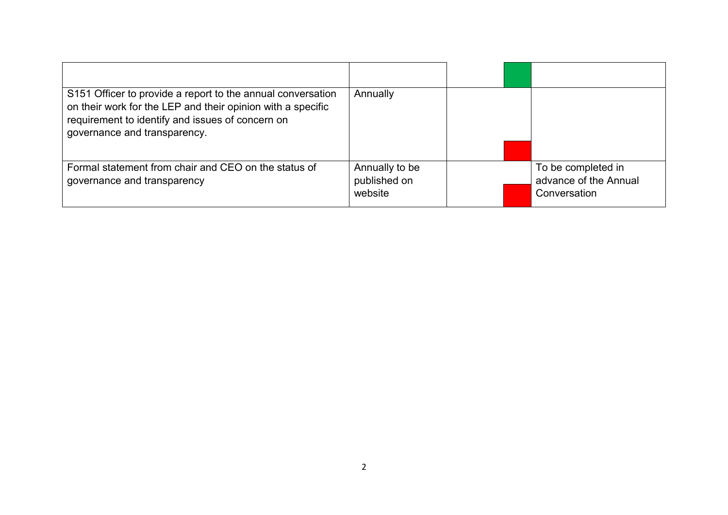| | | | | |
|---|---|---|---|---|
| | | | | |
| S151 Officer to provide a report to the annual conversation on their work for the LEP and their opinion with a specific requirement to identify and issues of concern on governance and transparency. | Annually | | | |
| Formal statement from chair and CEO on the status of governance and transparency | Annually to be published on website | | | To be completed in advance of the Annual Conversation |